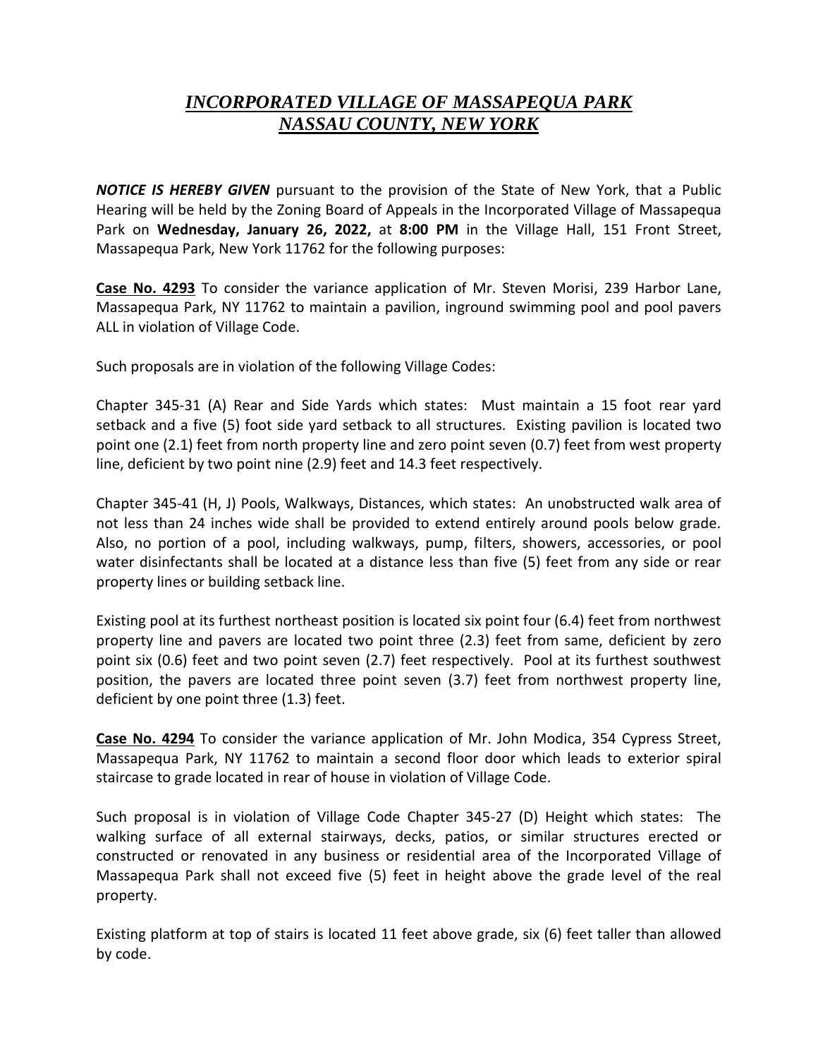# ***INCORPORATED VILLAGE OF MASSAPEQUA PARK***
# ***NASSAU COUNTY, NEW YORK***

***NOTICE IS HEREBY GIVEN*** pursuant to the provision of the State of New York, that a Public Hearing will be held by the Zoning Board of Appeals in the Incorporated Village of Massapequa Park on **Wednesday, January 26, 2022,** at **8:00 PM** in the Village Hall, 151 Front Street, Massapequa Park, New York 11762 for the following purposes:

**Case No. 4293** To consider the variance application of Mr. Steven Morisi, 239 Harbor Lane, Massapequa Park, NY 11762 to maintain a pavilion, inground swimming pool and pool pavers ALL in violation of Village Code.

Such proposals are in violation of the following Village Codes:

Chapter 345-31 (A) Rear and Side Yards which states: Must maintain a 15 foot rear yard setback and a five (5) foot side yard setback to all structures. Existing pavilion is located two point one (2.1) feet from north property line and zero point seven (0.7) feet from west property line, deficient by two point nine (2.9) feet and 14.3 feet respectively.

Chapter 345-41 (H, J) Pools, Walkways, Distances, which states: An unobstructed walk area of not less than 24 inches wide shall be provided to extend entirely around pools below grade. Also, no portion of a pool, including walkways, pump, filters, showers, accessories, or pool water disinfectants shall be located at a distance less than five (5) feet from any side or rear property lines or building setback line.

Existing pool at its furthest northeast position is located six point four (6.4) feet from northwest property line and pavers are located two point three (2.3) feet from same, deficient by zero point six (0.6) feet and two point seven (2.7) feet respectively. Pool at its furthest southwest position, the pavers are located three point seven (3.7) feet from northwest property line, deficient by one point three (1.3) feet.

**Case No. 4294** To consider the variance application of Mr. John Modica, 354 Cypress Street, Massapequa Park, NY 11762 to maintain a second floor door which leads to exterior spiral staircase to grade located in rear of house in violation of Village Code.

Such proposal is in violation of Village Code Chapter 345-27 (D) Height which states: The walking surface of all external stairways, decks, patios, or similar structures erected or constructed or renovated in any business or residential area of the Incorporated Village of Massapequa Park shall not exceed five (5) feet in height above the grade level of the real property.

Existing platform at top of stairs is located 11 feet above grade, six (6) feet taller than allowed by code.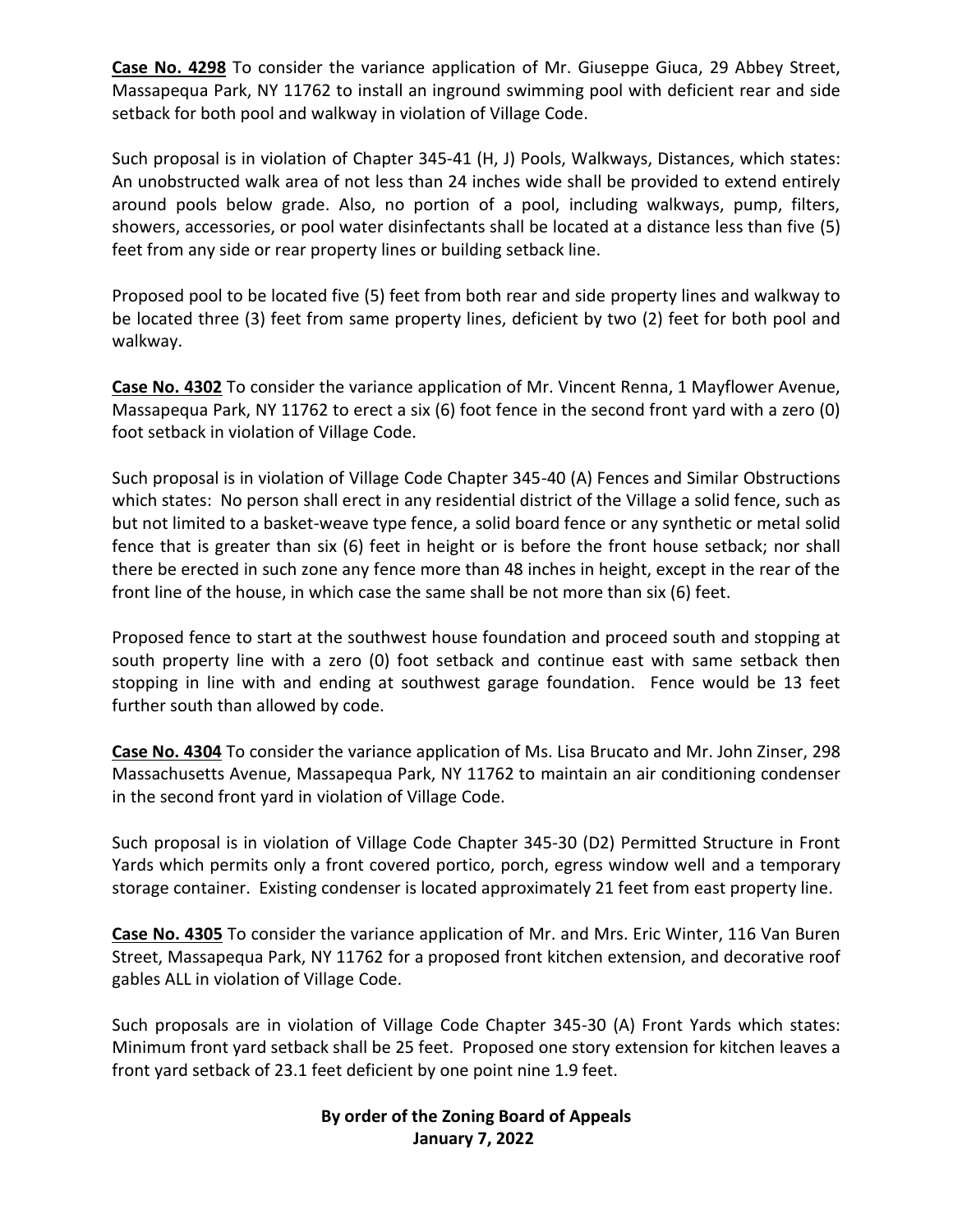**Case No. 4298** To consider the variance application of Mr. Giuseppe Giuca, 29 Abbey Street, Massapequa Park, NY 11762 to install an inground swimming pool with deficient rear and side setback for both pool and walkway in violation of Village Code.

Such proposal is in violation of Chapter 345-41 (H, J) Pools, Walkways, Distances, which states: An unobstructed walk area of not less than 24 inches wide shall be provided to extend entirely around pools below grade. Also, no portion of a pool, including walkways, pump, filters, showers, accessories, or pool water disinfectants shall be located at a distance less than five (5) feet from any side or rear property lines or building setback line.

Proposed pool to be located five (5) feet from both rear and side property lines and walkway to be located three (3) feet from same property lines, deficient by two (2) feet for both pool and walkway.

**Case No. 4302** To consider the variance application of Mr. Vincent Renna, 1 Mayflower Avenue, Massapequa Park, NY 11762 to erect a six (6) foot fence in the second front yard with a zero (0) foot setback in violation of Village Code.

Such proposal is in violation of Village Code Chapter 345-40 (A) Fences and Similar Obstructions which states: No person shall erect in any residential district of the Village a solid fence, such as but not limited to a basket-weave type fence, a solid board fence or any synthetic or metal solid fence that is greater than six (6) feet in height or is before the front house setback; nor shall there be erected in such zone any fence more than 48 inches in height, except in the rear of the front line of the house, in which case the same shall be not more than six (6) feet.

Proposed fence to start at the southwest house foundation and proceed south and stopping at south property line with a zero (0) foot setback and continue east with same setback then stopping in line with and ending at southwest garage foundation. Fence would be 13 feet further south than allowed by code.

**Case No. 4304** To consider the variance application of Ms. Lisa Brucato and Mr. John Zinser, 298 Massachusetts Avenue, Massapequa Park, NY 11762 to maintain an air conditioning condenser in the second front yard in violation of Village Code.

Such proposal is in violation of Village Code Chapter 345-30 (D2) Permitted Structure in Front Yards which permits only a front covered portico, porch, egress window well and a temporary storage container. Existing condenser is located approximately 21 feet from east property line.

**Case No. 4305** To consider the variance application of Mr. and Mrs. Eric Winter, 116 Van Buren Street, Massapequa Park, NY 11762 for a proposed front kitchen extension, and decorative roof gables ALL in violation of Village Code.

Such proposals are in violation of Village Code Chapter 345-30 (A) Front Yards which states: Minimum front yard setback shall be 25 feet. Proposed one story extension for kitchen leaves a front yard setback of 23.1 feet deficient by one point nine 1.9 feet.

**By order of the Zoning Board of Appeals**
**January 7, 2022**